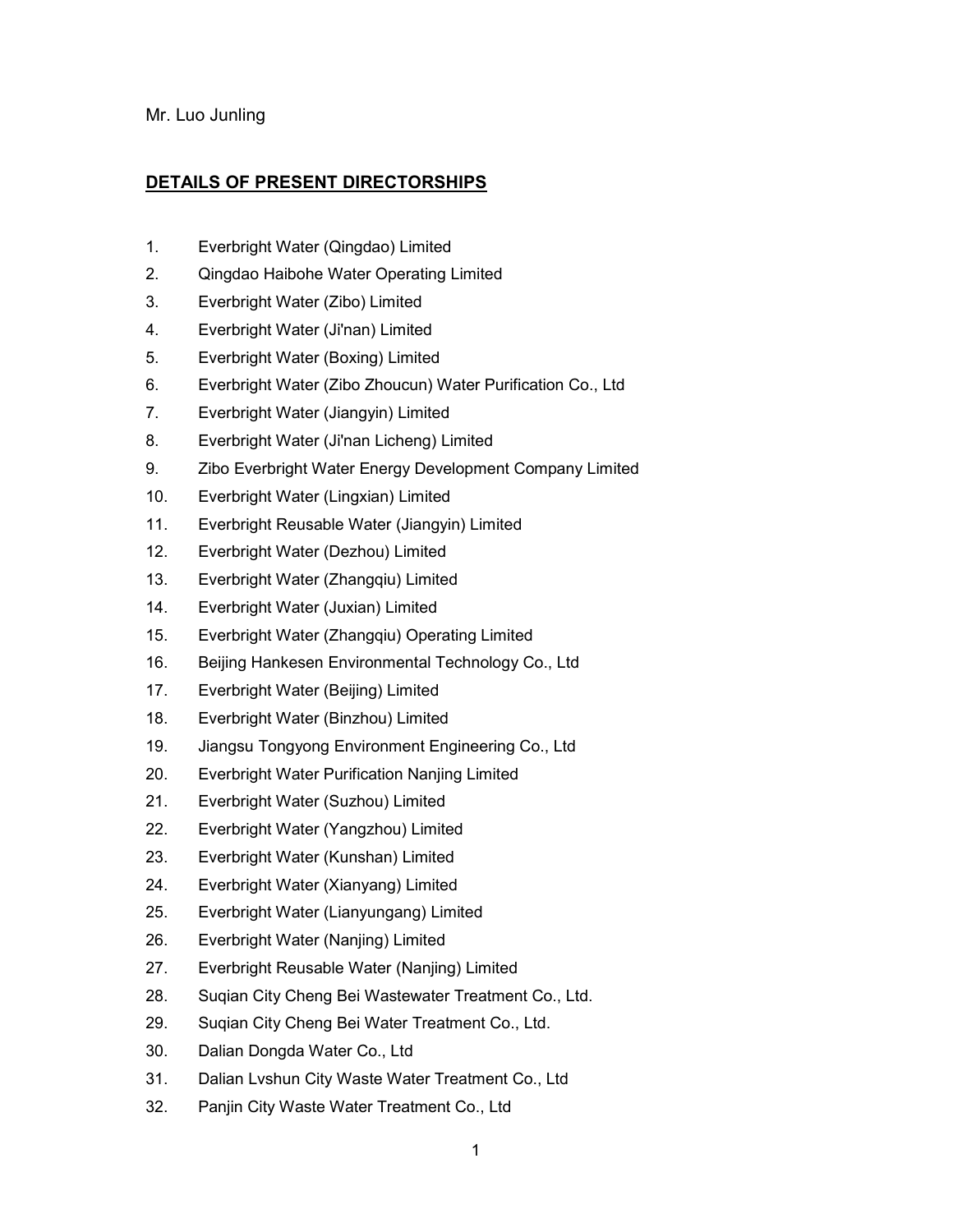Mr. Luo Junling

## DETAILS OF PRESENT DIRECTORSHIPS

1. Everbright Water (Qingdao) Limited
2. Qingdao Haibohe Water Operating Limited
3. Everbright Water (Zibo) Limited
4. Everbright Water (Ji'nan) Limited
5. Everbright Water (Boxing) Limited
6. Everbright Water (Zibo Zhoucun) Water Purification Co., Ltd
7. Everbright Water (Jiangyin) Limited
8. Everbright Water (Ji'nan Licheng) Limited
9. Zibo Everbright Water Energy Development Company Limited
10. Everbright Water (Lingxian) Limited
11. Everbright Reusable Water (Jiangyin) Limited
12. Everbright Water (Dezhou) Limited
13. Everbright Water (Zhangqiu) Limited
14. Everbright Water (Juxian) Limited
15. Everbright Water (Zhangqiu) Operating Limited
16. Beijing Hankesen Environmental Technology Co., Ltd
17. Everbright Water (Beijing) Limited
18. Everbright Water (Binzhou) Limited
19. Jiangsu Tongyong Environment Engineering Co., Ltd
20. Everbright Water Purification Nanjing Limited
21. Everbright Water (Suzhou) Limited
22. Everbright Water (Yangzhou) Limited
23. Everbright Water (Kunshan) Limited
24. Everbright Water (Xianyang) Limited
25. Everbright Water (Lianyungang) Limited
26. Everbright Water (Nanjing) Limited
27. Everbright Reusable Water (Nanjing) Limited
28. Suqian City Cheng Bei Wastewater Treatment Co., Ltd.
29. Suqian City Cheng Bei Water Treatment Co., Ltd.
30. Dalian Dongda Water Co., Ltd
31. Dalian Lvshun City Waste Water Treatment Co., Ltd
32. Panjin City Waste Water Treatment Co., Ltd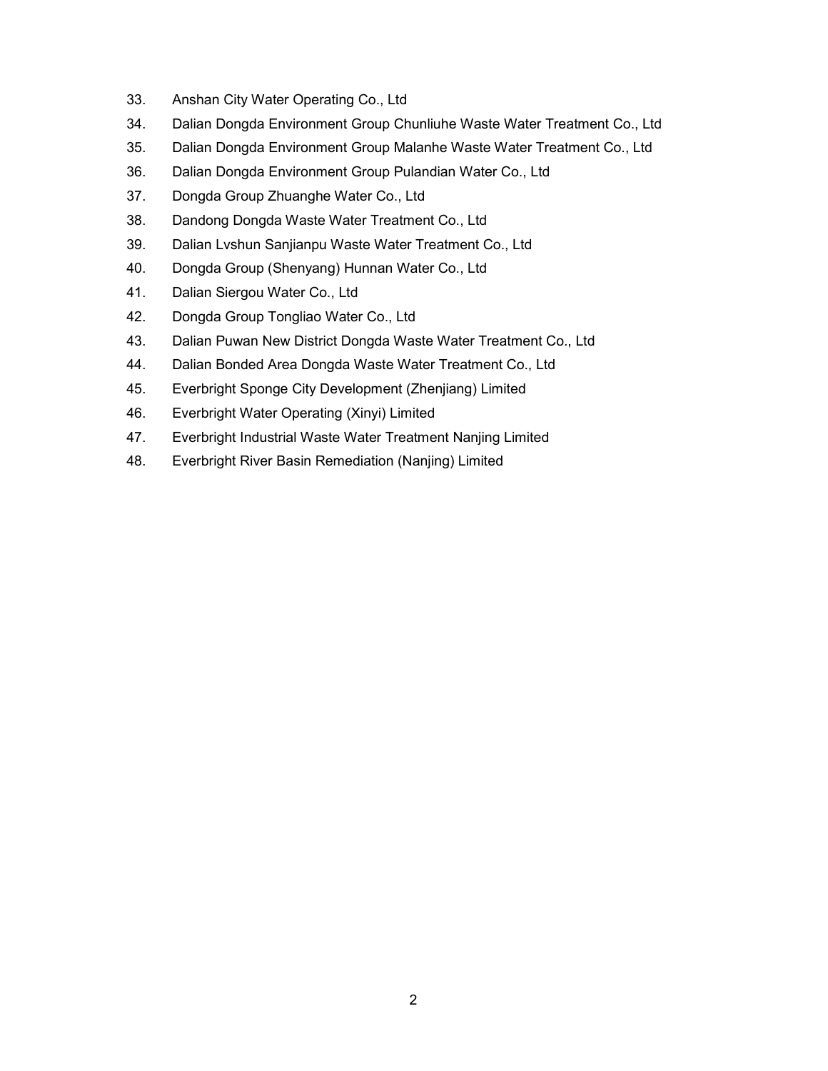33. Anshan City Water Operating Co., Ltd
34. Dalian Dongda Environment Group Chunliuhe Waste Water Treatment Co., Ltd
35. Dalian Dongda Environment Group Malanhe Waste Water Treatment Co., Ltd
36. Dalian Dongda Environment Group Pulandian Water Co., Ltd
37. Dongda Group Zhuanghe Water Co., Ltd
38. Dandong Dongda Waste Water Treatment Co., Ltd
39. Dalian Lvshun Sanjianpu Waste Water Treatment Co., Ltd
40. Dongda Group (Shenyang) Hunnan Water Co., Ltd
41. Dalian Siergou Water Co., Ltd
42. Dongda Group Tongliao Water Co., Ltd
43. Dalian Puwan New District Dongda Waste Water Treatment Co., Ltd
44. Dalian Bonded Area Dongda Waste Water Treatment Co., Ltd
45. Everbright Sponge City Development (Zhenjiang) Limited
46. Everbright Water Operating (Xinyi) Limited
47. Everbright Industrial Waste Water Treatment Nanjing Limited
48. Everbright River Basin Remediation (Nanjing) Limited